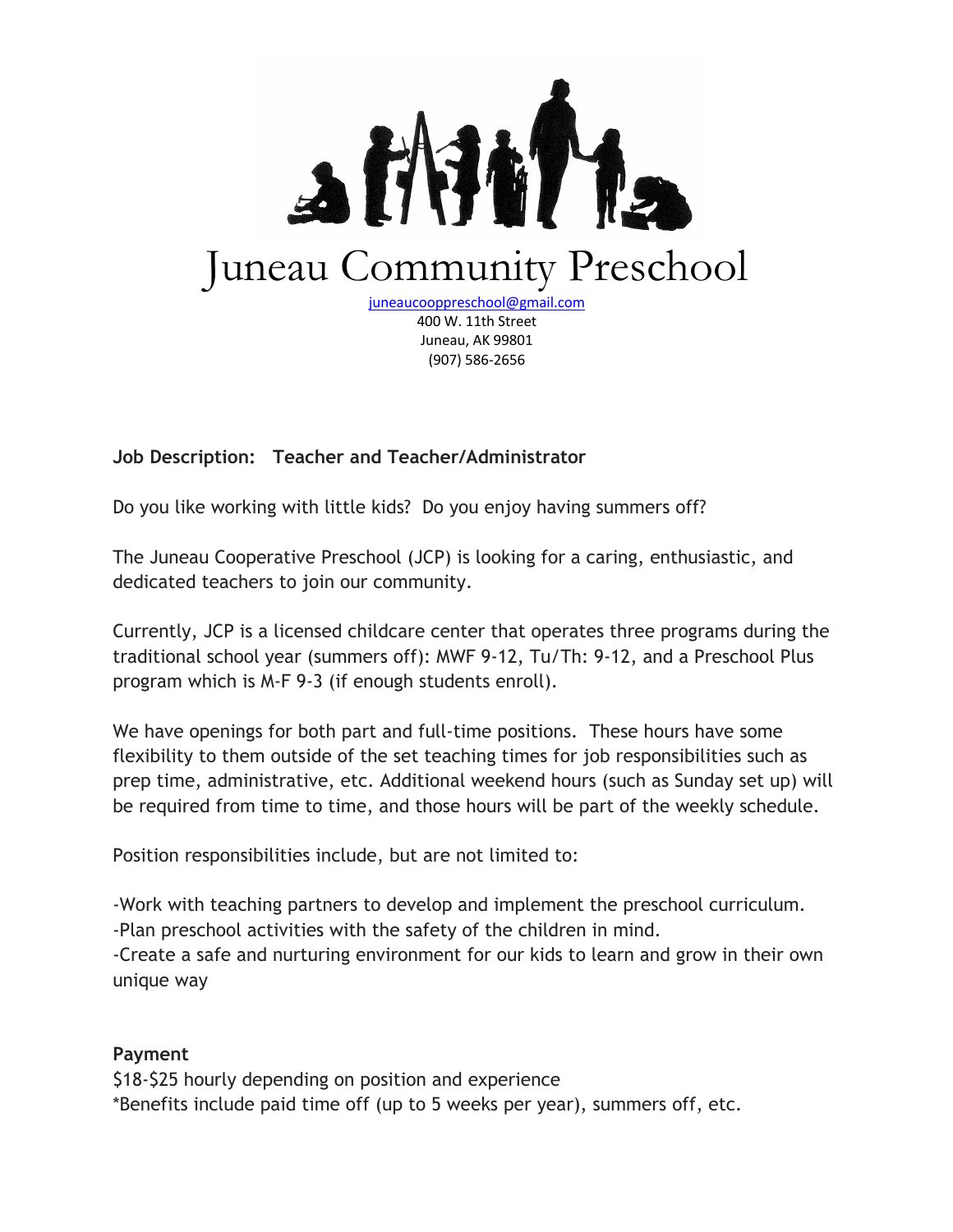# Juneau Community Preschool

juneaucooppreschool@gmail.com
400 W. 11th Street
Juneau, AK 99801
(907) 586-2656

**Job Description: Teacher and Teacher/Administrator**

Do you like working with little kids? Do you enjoy having summers off?

The Juneau Cooperative Preschool (JCP) is looking for a caring, enthusiastic, and dedicated teachers to join our community.

Currently, JCP is a licensed childcare center that operates three programs during the traditional school year (summers off): MWF 9-12, Tu/Th: 9-12, and a Preschool Plus program which is M-F 9-3 (if enough students enroll).

We have openings for both part and full-time positions. These hours have some flexibility to them outside of the set teaching times for job responsibilities such as prep time, administrative, etc. Additional weekend hours (such as Sunday set up) will be required from time to time, and those hours will be part of the weekly schedule.

Position responsibilities include, but are not limited to:

-Work with teaching partners to develop and implement the preschool curriculum.
-Plan preschool activities with the safety of the children in mind.
-Create a safe and nurturing environment for our kids to learn and grow in their own unique way

**Payment**
$18-$25 hourly depending on position and experience
*Benefits include paid time off (up to 5 weeks per year), summers off, etc.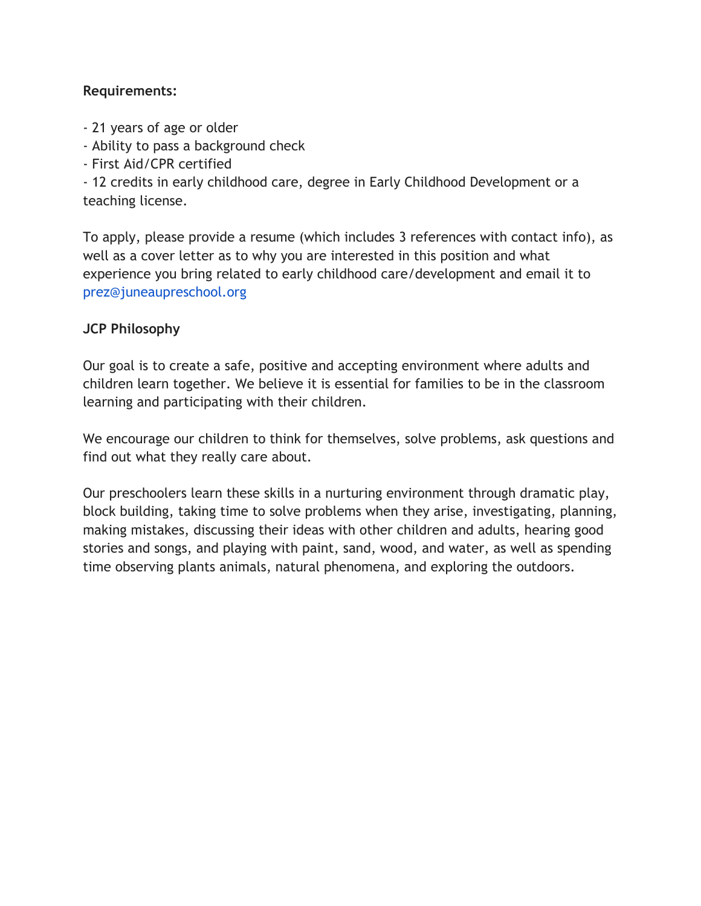**Requirements:**

- 21 years of age or older
- Ability to pass a background check
- First Aid/CPR certified
- 12 credits in early childhood care, degree in Early Childhood Development or a teaching license.

To apply, please provide a resume (which includes 3 references with contact info), as well as a cover letter as to why you are interested in this position and what experience you bring related to early childhood care/development and email it to prez@juneaupreschool.org

**JCP Philosophy**

Our goal is to create a safe, positive and accepting environment where adults and children learn together. We believe it is essential for families to be in the classroom learning and participating with their children.

We encourage our children to think for themselves, solve problems, ask questions and find out what they really care about.

Our preschoolers learn these skills in a nurturing environment through dramatic play, block building, taking time to solve problems when they arise, investigating, planning, making mistakes, discussing their ideas with other children and adults, hearing good stories and songs, and playing with paint, sand, wood, and water, as well as spending time observing plants animals, natural phenomena, and exploring the outdoors.